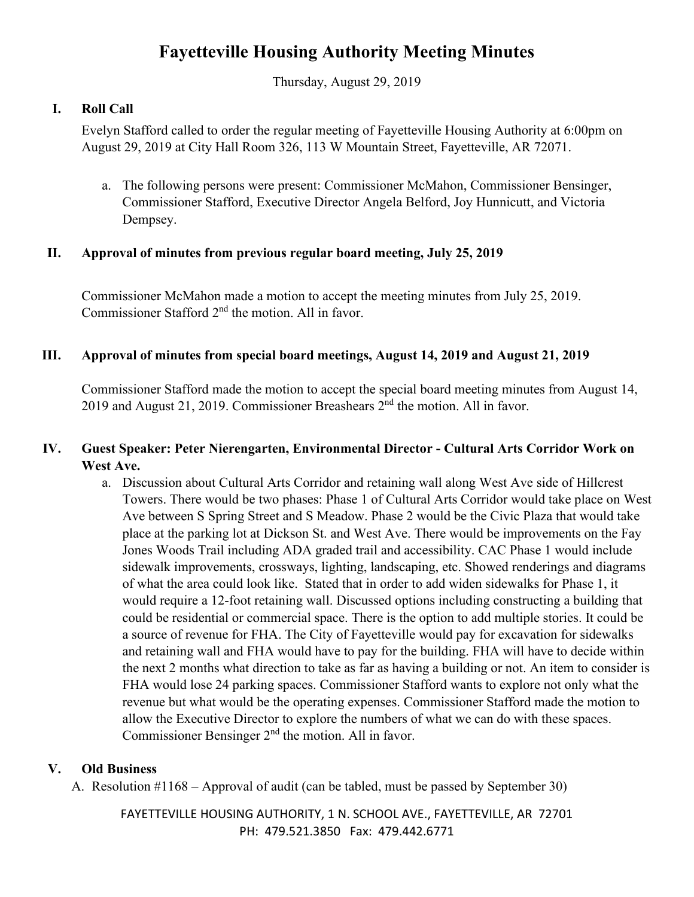# Fayetteville Housing Authority Meeting Minutes

Thursday, August 29, 2019

## I. Roll Call

Evelyn Stafford called to order the regular meeting of Fayetteville Housing Authority at 6:00pm on August 29, 2019 at City Hall Room 326, 113 W Mountain Street, Fayetteville, AR 72071.

a. The following persons were present: Commissioner McMahon, Commissioner Bensinger, Commissioner Stafford, Executive Director Angela Belford, Joy Hunnicutt, and Victoria Dempsey.

## II. Approval of minutes from previous regular board meeting, July 25, 2019

Commissioner McMahon made a motion to accept the meeting minutes from July 25, 2019. Commissioner Stafford 2nd the motion. All in favor.

## III. Approval of minutes from special board meetings, August 14, 2019 and August 21, 2019

Commissioner Stafford made the motion to accept the special board meeting minutes from August 14, 2019 and August 21, 2019. Commissioner Breashears 2nd the motion. All in favor.

## IV. Guest Speaker: Peter Nierengarten, Environmental Director - Cultural Arts Corridor Work on West Ave.

a. Discussion about Cultural Arts Corridor and retaining wall along West Ave side of Hillcrest Towers. There would be two phases: Phase 1 of Cultural Arts Corridor would take place on West Ave between S Spring Street and S Meadow. Phase 2 would be the Civic Plaza that would take place at the parking lot at Dickson St. and West Ave. There would be improvements on the Fay Jones Woods Trail including ADA graded trail and accessibility. CAC Phase 1 would include sidewalk improvements, crossways, lighting, landscaping, etc. Showed renderings and diagrams of what the area could look like. Stated that in order to add widen sidewalks for Phase 1, it would require a 12-foot retaining wall. Discussed options including constructing a building that could be residential or commercial space. There is the option to add multiple stories. It could be a source of revenue for FHA. The City of Fayetteville would pay for excavation for sidewalks and retaining wall and FHA would have to pay for the building. FHA will have to decide within the next 2 months what direction to take as far as having a building or not. An item to consider is FHA would lose 24 parking spaces. Commissioner Stafford wants to explore not only what the revenue but what would be the operating expenses. Commissioner Stafford made the motion to allow the Executive Director to explore the numbers of what we can do with these spaces. Commissioner Bensinger 2nd the motion. All in favor.

## V. Old Business

A. Resolution #1168 – Approval of audit (can be tabled, must be passed by September 30)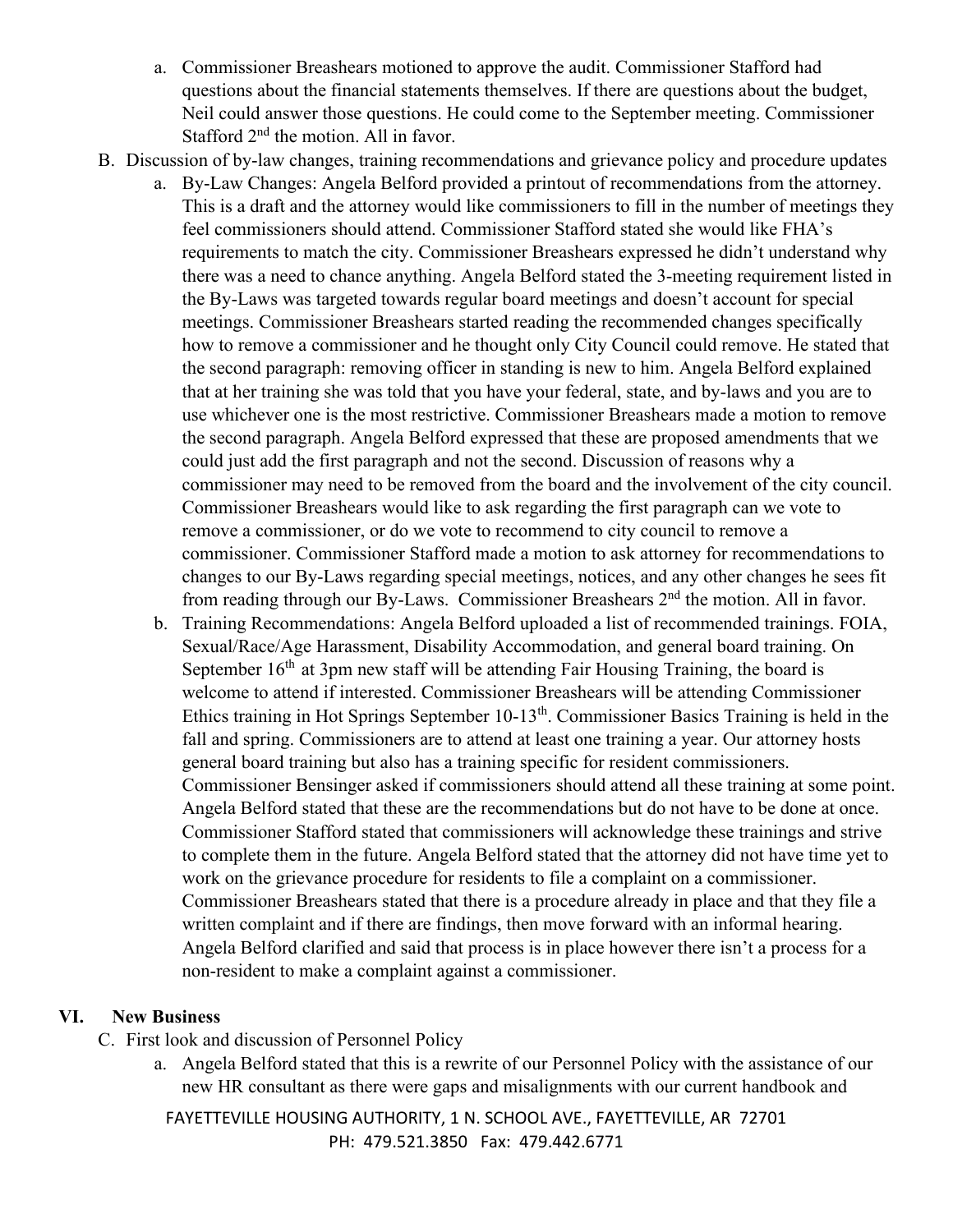a. Commissioner Breashears motioned to approve the audit. Commissioner Stafford had questions about the financial statements themselves. If there are questions about the budget, Neil could answer those questions. He could come to the September meeting. Commissioner Stafford 2nd the motion. All in favor.

B. Discussion of by-law changes, training recommendations and grievance policy and procedure updates

a. By-Law Changes: Angela Belford provided a printout of recommendations from the attorney. This is a draft and the attorney would like commissioners to fill in the number of meetings they feel commissioners should attend. Commissioner Stafford stated she would like FHA's requirements to match the city. Commissioner Breashears expressed he didn't understand why there was a need to chance anything. Angela Belford stated the 3-meeting requirement listed in the By-Laws was targeted towards regular board meetings and doesn't account for special meetings. Commissioner Breashears started reading the recommended changes specifically how to remove a commissioner and he thought only City Council could remove. He stated that the second paragraph: removing officer in standing is new to him. Angela Belford explained that at her training she was told that you have your federal, state, and by-laws and you are to use whichever one is the most restrictive. Commissioner Breashears made a motion to remove the second paragraph. Angela Belford expressed that these are proposed amendments that we could just add the first paragraph and not the second. Discussion of reasons why a commissioner may need to be removed from the board and the involvement of the city council. Commissioner Breashears would like to ask regarding the first paragraph can we vote to remove a commissioner, or do we vote to recommend to city council to remove a commissioner. Commissioner Stafford made a motion to ask attorney for recommendations to changes to our By-Laws regarding special meetings, notices, and any other changes he sees fit from reading through our By-Laws. Commissioner Breashears 2nd the motion. All in favor.

b. Training Recommendations: Angela Belford uploaded a list of recommended trainings. FOIA, Sexual/Race/Age Harassment, Disability Accommodation, and general board training. On September 16th at 3pm new staff will be attending Fair Housing Training, the board is welcome to attend if interested. Commissioner Breashears will be attending Commissioner Ethics training in Hot Springs September 10-13th. Commissioner Basics Training is held in the fall and spring. Commissioners are to attend at least one training a year. Our attorney hosts general board training but also has a training specific for resident commissioners. Commissioner Bensinger asked if commissioners should attend all these training at some point. Angela Belford stated that these are the recommendations but do not have to be done at once. Commissioner Stafford stated that commissioners will acknowledge these trainings and strive to complete them in the future. Angela Belford stated that the attorney did not have time yet to work on the grievance procedure for residents to file a complaint on a commissioner. Commissioner Breashears stated that there is a procedure already in place and that they file a written complaint and if there are findings, then move forward with an informal hearing. Angela Belford clarified and said that process is in place however there isn't a process for a non-resident to make a complaint against a commissioner.

## VI. New Business

C. First look and discussion of Personnel Policy

a. Angela Belford stated that this is a rewrite of our Personnel Policy with the assistance of our new HR consultant as there were gaps and misalignments with our current handbook and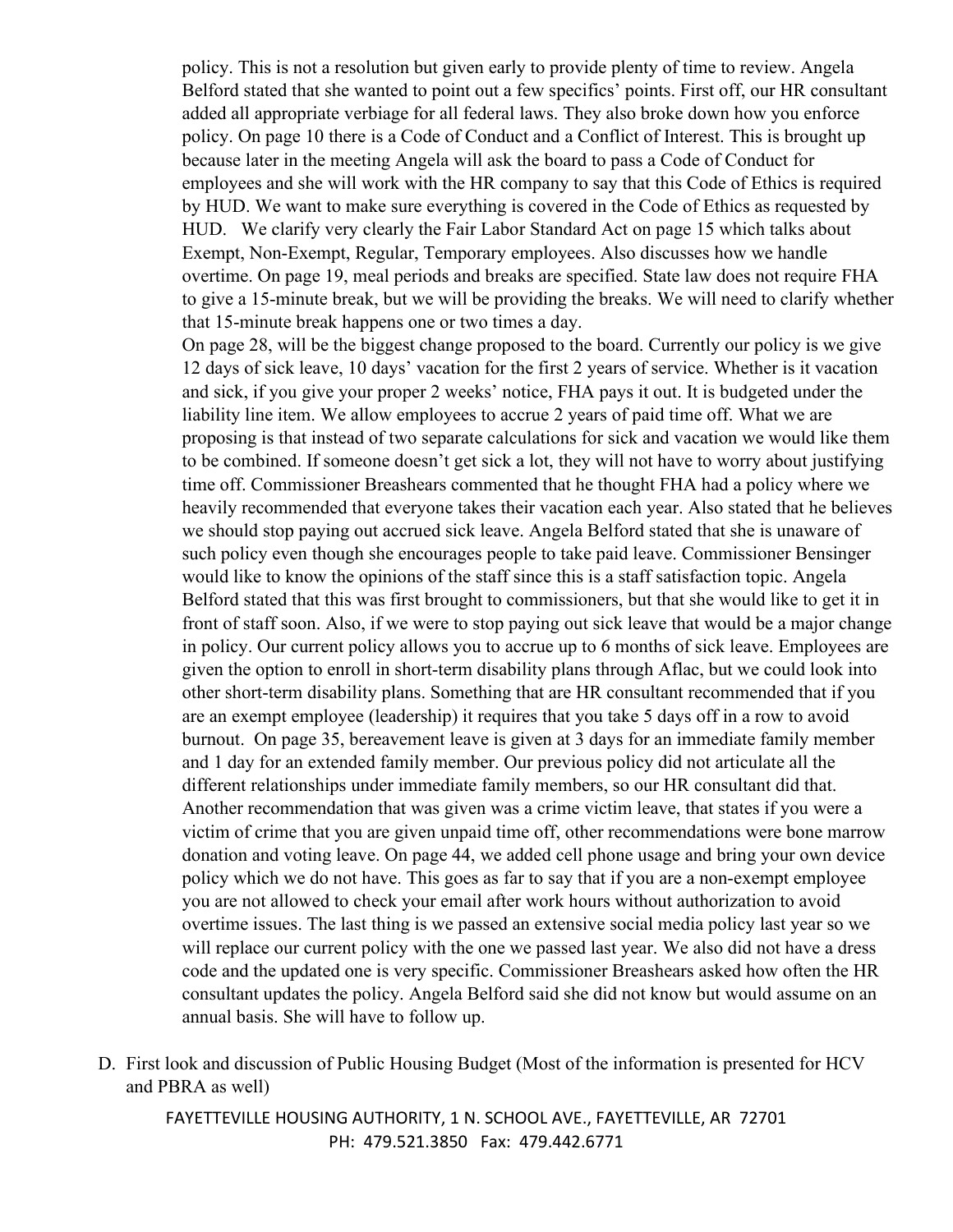policy. This is not a resolution but given early to provide plenty of time to review. Angela Belford stated that she wanted to point out a few specifics' points. First off, our HR consultant added all appropriate verbiage for all federal laws. They also broke down how you enforce policy. On page 10 there is a Code of Conduct and a Conflict of Interest. This is brought up because later in the meeting Angela will ask the board to pass a Code of Conduct for employees and she will work with the HR company to say that this Code of Ethics is required by HUD. We want to make sure everything is covered in the Code of Ethics as requested by HUD. We clarify very clearly the Fair Labor Standard Act on page 15 which talks about Exempt, Non-Exempt, Regular, Temporary employees. Also discusses how we handle overtime. On page 19, meal periods and breaks are specified. State law does not require FHA to give a 15-minute break, but we will be providing the breaks. We will need to clarify whether that 15-minute break happens one or two times a day.

On page 28, will be the biggest change proposed to the board. Currently our policy is we give 12 days of sick leave, 10 days' vacation for the first 2 years of service. Whether is it vacation and sick, if you give your proper 2 weeks' notice, FHA pays it out. It is budgeted under the liability line item. We allow employees to accrue 2 years of paid time off. What we are proposing is that instead of two separate calculations for sick and vacation we would like them to be combined. If someone doesn't get sick a lot, they will not have to worry about justifying time off. Commissioner Breashears commented that he thought FHA had a policy where we heavily recommended that everyone takes their vacation each year. Also stated that he believes we should stop paying out accrued sick leave. Angela Belford stated that she is unaware of such policy even though she encourages people to take paid leave. Commissioner Bensinger would like to know the opinions of the staff since this is a staff satisfaction topic. Angela Belford stated that this was first brought to commissioners, but that she would like to get it in front of staff soon. Also, if we were to stop paying out sick leave that would be a major change in policy. Our current policy allows you to accrue up to 6 months of sick leave. Employees are given the option to enroll in short-term disability plans through Aflac, but we could look into other short-term disability plans. Something that are HR consultant recommended that if you are an exempt employee (leadership) it requires that you take 5 days off in a row to avoid burnout. On page 35, bereavement leave is given at 3 days for an immediate family member and 1 day for an extended family member. Our previous policy did not articulate all the different relationships under immediate family members, so our HR consultant did that. Another recommendation that was given was a crime victim leave, that states if you were a victim of crime that you are given unpaid time off, other recommendations were bone marrow donation and voting leave. On page 44, we added cell phone usage and bring your own device policy which we do not have. This goes as far to say that if you are a non-exempt employee you are not allowed to check your email after work hours without authorization to avoid overtime issues. The last thing is we passed an extensive social media policy last year so we will replace our current policy with the one we passed last year. We also did not have a dress code and the updated one is very specific. Commissioner Breashears asked how often the HR consultant updates the policy. Angela Belford said she did not know but would assume on an annual basis. She will have to follow up.

D. First look and discussion of Public Housing Budget (Most of the information is presented for HCV and PBRA as well)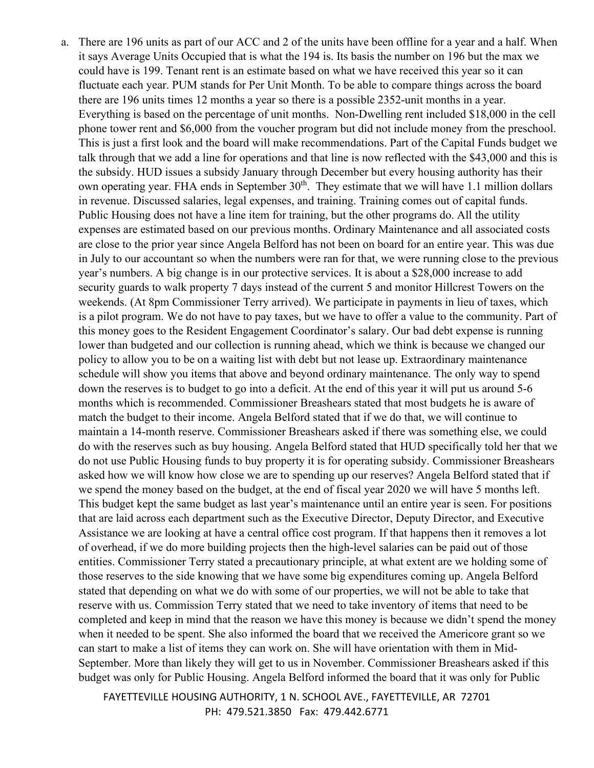a. There are 196 units as part of our ACC and 2 of the units have been offline for a year and a half. When it says Average Units Occupied that is what the 194 is. Its basis the number on 196 but the max we could have is 199. Tenant rent is an estimate based on what we have received this year so it can fluctuate each year. PUM stands for Per Unit Month. To be able to compare things across the board there are 196 units times 12 months a year so there is a possible 2352-unit months in a year. Everything is based on the percentage of unit months. Non-Dwelling rent included $18,000 in the cell phone tower rent and $6,000 from the voucher program but did not include money from the preschool. This is just a first look and the board will make recommendations. Part of the Capital Funds budget we talk through that we add a line for operations and that line is now reflected with the $43,000 and this is the subsidy. HUD issues a subsidy January through December but every housing authority has their own operating year. FHA ends in September 30th. They estimate that we will have 1.1 million dollars in revenue. Discussed salaries, legal expenses, and training. Training comes out of capital funds. Public Housing does not have a line item for training, but the other programs do. All the utility expenses are estimated based on our previous months. Ordinary Maintenance and all associated costs are close to the prior year since Angela Belford has not been on board for an entire year. This was due in July to our accountant so when the numbers were ran for that, we were running close to the previous year's numbers. A big change is in our protective services. It is about a $28,000 increase to add security guards to walk property 7 days instead of the current 5 and monitor Hillcrest Towers on the weekends. (At 8pm Commissioner Terry arrived). We participate in payments in lieu of taxes, which is a pilot program. We do not have to pay taxes, but we have to offer a value to the community. Part of this money goes to the Resident Engagement Coordinator's salary. Our bad debt expense is running lower than budgeted and our collection is running ahead, which we think is because we changed our policy to allow you to be on a waiting list with debt but not lease up. Extraordinary maintenance schedule will show you items that above and beyond ordinary maintenance. The only way to spend down the reserves is to budget to go into a deficit. At the end of this year it will put us around 5-6 months which is recommended. Commissioner Breashears stated that most budgets he is aware of match the budget to their income. Angela Belford stated that if we do that, we will continue to maintain a 14-month reserve. Commissioner Breashears asked if there was something else, we could do with the reserves such as buy housing. Angela Belford stated that HUD specifically told her that we do not use Public Housing funds to buy property it is for operating subsidy. Commissioner Breashears asked how we will know how close we are to spending up our reserves? Angela Belford stated that if we spend the money based on the budget, at the end of fiscal year 2020 we will have 5 months left. This budget kept the same budget as last year's maintenance until an entire year is seen. For positions that are laid across each department such as the Executive Director, Deputy Director, and Executive Assistance we are looking at have a central office cost program. If that happens then it removes a lot of overhead, if we do more building projects then the high-level salaries can be paid out of those entities. Commissioner Terry stated a precautionary principle, at what extent are we holding some of those reserves to the side knowing that we have some big expenditures coming up. Angela Belford stated that depending on what we do with some of our properties, we will not be able to take that reserve with us. Commission Terry stated that we need to take inventory of items that need to be completed and keep in mind that the reason we have this money is because we didn't spend the money when it needed to be spent. She also informed the board that we received the Americore grant so we can start to make a list of items they can work on. She will have orientation with them in Mid-September. More than likely they will get to us in November. Commissioner Breashears asked if this budget was only for Public Housing. Angela Belford informed the board that it was only for Public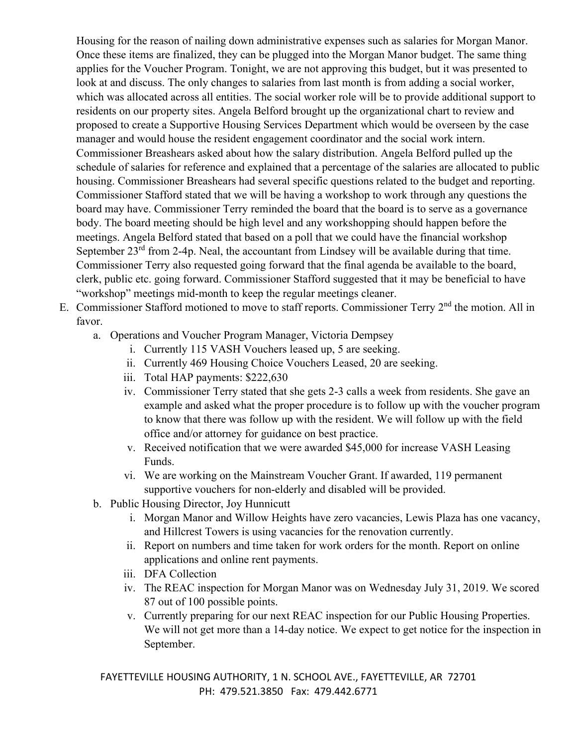Housing for the reason of nailing down administrative expenses such as salaries for Morgan Manor. Once these items are finalized, they can be plugged into the Morgan Manor budget. The same thing applies for the Voucher Program. Tonight, we are not approving this budget, but it was presented to look at and discuss. The only changes to salaries from last month is from adding a social worker, which was allocated across all entities. The social worker role will be to provide additional support to residents on our property sites. Angela Belford brought up the organizational chart to review and proposed to create a Supportive Housing Services Department which would be overseen by the case manager and would house the resident engagement coordinator and the social work intern. Commissioner Breashears asked about how the salary distribution. Angela Belford pulled up the schedule of salaries for reference and explained that a percentage of the salaries are allocated to public housing. Commissioner Breashears had several specific questions related to the budget and reporting. Commissioner Stafford stated that we will be having a workshop to work through any questions the board may have. Commissioner Terry reminded the board that the board is to serve as a governance body. The board meeting should be high level and any workshopping should happen before the meetings. Angela Belford stated that based on a poll that we could have the financial workshop September 23rd from 2-4p. Neal, the accountant from Lindsey will be available during that time. Commissioner Terry also requested going forward that the final agenda be available to the board, clerk, public etc. going forward. Commissioner Stafford suggested that it may be beneficial to have "workshop" meetings mid-month to keep the regular meetings cleaner.

E. Commissioner Stafford motioned to move to staff reports. Commissioner Terry 2nd the motion. All in favor.
   a. Operations and Voucher Program Manager, Victoria Dempsey
      i. Currently 115 VASH Vouchers leased up, 5 are seeking.
      ii. Currently 469 Housing Choice Vouchers Leased, 20 are seeking.
      iii. Total HAP payments: $222,630
      iv. Commissioner Terry stated that she gets 2-3 calls a week from residents. She gave an example and asked what the proper procedure is to follow up with the voucher program to know that there was follow up with the resident. We will follow up with the field office and/or attorney for guidance on best practice.
      v. Received notification that we were awarded $45,000 for increase VASH Leasing Funds.
      vi. We are working on the Mainstream Voucher Grant. If awarded, 119 permanent supportive vouchers for non-elderly and disabled will be provided.
   b. Public Housing Director, Joy Hunnicutt
      i. Morgan Manor and Willow Heights have zero vacancies, Lewis Plaza has one vacancy, and Hillcrest Towers is using vacancies for the renovation currently.
      ii. Report on numbers and time taken for work orders for the month. Report on online applications and online rent payments.
      iii. DFA Collection
      iv. The REAC inspection for Morgan Manor was on Wednesday July 31, 2019. We scored 87 out of 100 possible points.
      v. Currently preparing for our next REAC inspection for our Public Housing Properties. We will not get more than a 14-day notice. We expect to get notice for the inspection in September.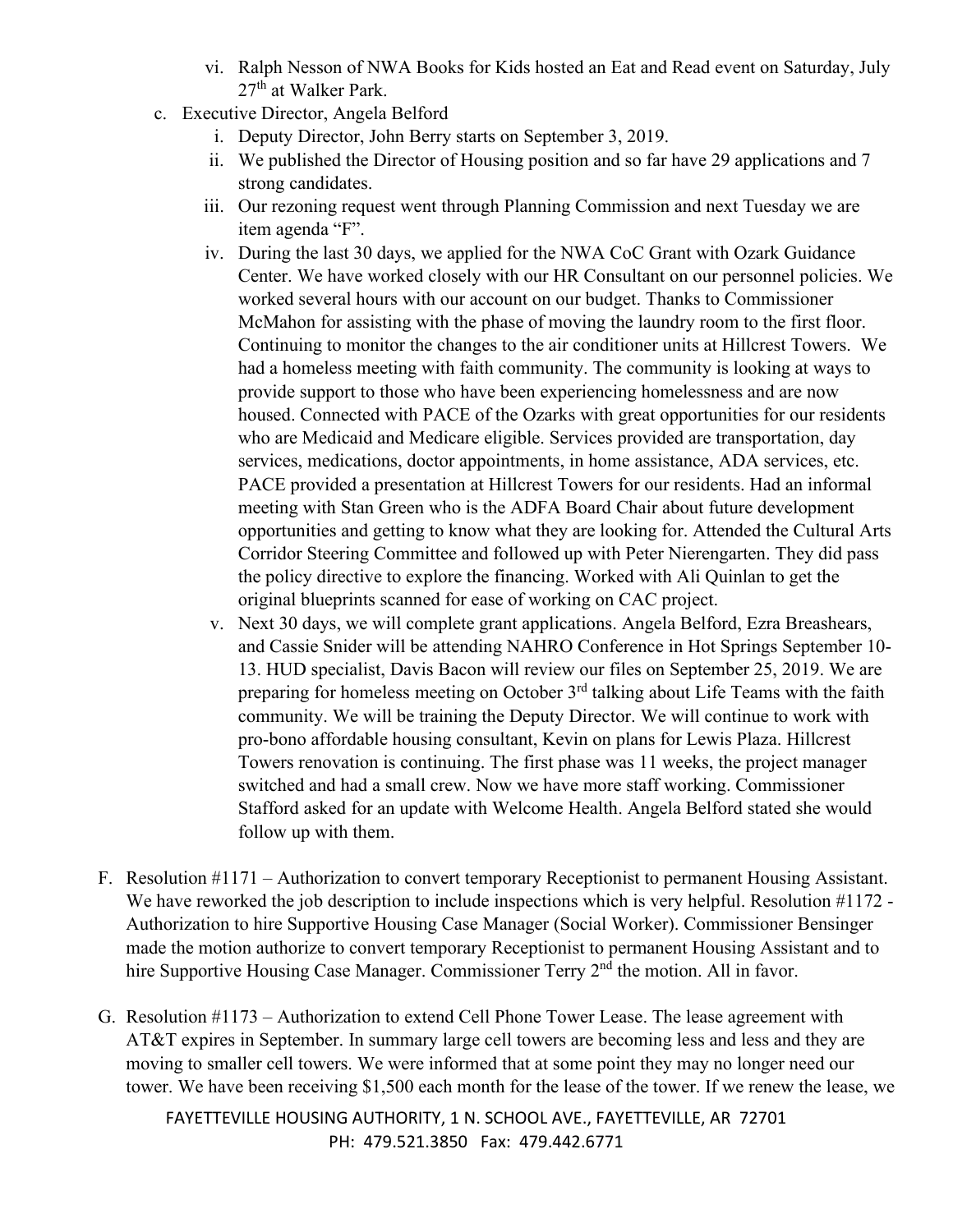vi. Ralph Nesson of NWA Books for Kids hosted an Eat and Read event on Saturday, July 27th at Walker Park.

c. Executive Director, Angela Belford

   i. Deputy Director, John Berry starts on September 3, 2019.

   ii. We published the Director of Housing position and so far have 29 applications and 7 strong candidates.

   iii. Our rezoning request went through Planning Commission and next Tuesday we are item agenda "F".

   iv. During the last 30 days, we applied for the NWA CoC Grant with Ozark Guidance Center. We have worked closely with our HR Consultant on our personnel policies. We worked several hours with our account on our budget. Thanks to Commissioner McMahon for assisting with the phase of moving the laundry room to the first floor. Continuing to monitor the changes to the air conditioner units at Hillcrest Towers. We had a homeless meeting with faith community. The community is looking at ways to provide support to those who have been experiencing homelessness and are now housed. Connected with PACE of the Ozarks with great opportunities for our residents who are Medicaid and Medicare eligible. Services provided are transportation, day services, medications, doctor appointments, in home assistance, ADA services, etc. PACE provided a presentation at Hillcrest Towers for our residents. Had an informal meeting with Stan Green who is the ADFA Board Chair about future development opportunities and getting to know what they are looking for. Attended the Cultural Arts Corridor Steering Committee and followed up with Peter Nierengarten. They did pass the policy directive to explore the financing. Worked with Ali Quinlan to get the original blueprints scanned for ease of working on CAC project.

   v. Next 30 days, we will complete grant applications. Angela Belford, Ezra Breashears, and Cassie Snider will be attending NAHRO Conference in Hot Springs September 10-13. HUD specialist, Davis Bacon will review our files on September 25, 2019. We are preparing for homeless meeting on October 3rd talking about Life Teams with the faith community. We will be training the Deputy Director. We will continue to work with pro-bono affordable housing consultant, Kevin on plans for Lewis Plaza. Hillcrest Towers renovation is continuing. The first phase was 11 weeks, the project manager switched and had a small crew. Now we have more staff working. Commissioner Stafford asked for an update with Welcome Health. Angela Belford stated she would follow up with them.

F. Resolution #1171 – Authorization to convert temporary Receptionist to permanent Housing Assistant. We have reworked the job description to include inspections which is very helpful. Resolution #1172 - Authorization to hire Supportive Housing Case Manager (Social Worker). Commissioner Bensinger made the motion authorize to convert temporary Receptionist to permanent Housing Assistant and to hire Supportive Housing Case Manager. Commissioner Terry 2nd the motion. All in favor.

G. Resolution #1173 – Authorization to extend Cell Phone Tower Lease. The lease agreement with AT&T expires in September. In summary large cell towers are becoming less and less and they are moving to smaller cell towers. We were informed that at some point they may no longer need our tower. We have been receiving $1,500 each month for the lease of the tower. If we renew the lease, we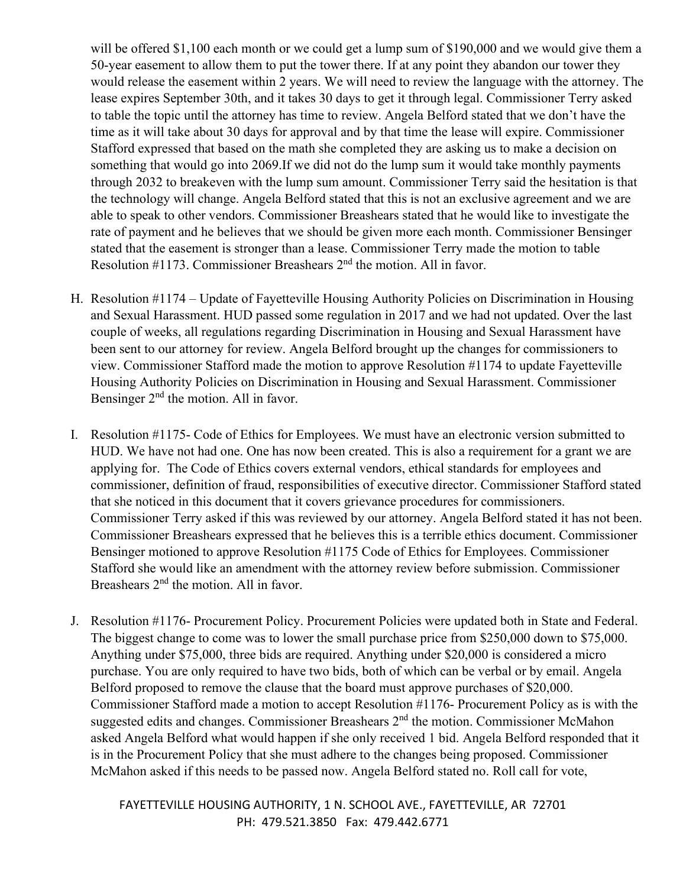will be offered $1,100 each month or we could get a lump sum of $190,000 and we would give them a 50-year easement to allow them to put the tower there. If at any point they abandon our tower they would release the easement within 2 years. We will need to review the language with the attorney. The lease expires September 30th, and it takes 30 days to get it through legal. Commissioner Terry asked to table the topic until the attorney has time to review. Angela Belford stated that we don't have the time as it will take about 30 days for approval and by that time the lease will expire. Commissioner Stafford expressed that based on the math she completed they are asking us to make a decision on something that would go into 2069.If we did not do the lump sum it would take monthly payments through 2032 to breakeven with the lump sum amount. Commissioner Terry said the hesitation is that the technology will change. Angela Belford stated that this is not an exclusive agreement and we are able to speak to other vendors. Commissioner Breashears stated that he would like to investigate the rate of payment and he believes that we should be given more each month. Commissioner Bensinger stated that the easement is stronger than a lease. Commissioner Terry made the motion to table Resolution #1173. Commissioner Breashears 2nd the motion. All in favor.

H. Resolution #1174 – Update of Fayetteville Housing Authority Policies on Discrimination in Housing and Sexual Harassment. HUD passed some regulation in 2017 and we had not updated. Over the last couple of weeks, all regulations regarding Discrimination in Housing and Sexual Harassment have been sent to our attorney for review. Angela Belford brought up the changes for commissioners to view. Commissioner Stafford made the motion to approve Resolution #1174 to update Fayetteville Housing Authority Policies on Discrimination in Housing and Sexual Harassment. Commissioner Bensinger 2nd the motion. All in favor.

I. Resolution #1175- Code of Ethics for Employees. We must have an electronic version submitted to HUD. We have not had one. One has now been created. This is also a requirement for a grant we are applying for. The Code of Ethics covers external vendors, ethical standards for employees and commissioner, definition of fraud, responsibilities of executive director. Commissioner Stafford stated that she noticed in this document that it covers grievance procedures for commissioners. Commissioner Terry asked if this was reviewed by our attorney. Angela Belford stated it has not been. Commissioner Breashears expressed that he believes this is a terrible ethics document. Commissioner Bensinger motioned to approve Resolution #1175 Code of Ethics for Employees. Commissioner Stafford she would like an amendment with the attorney review before submission. Commissioner Breashears 2nd the motion. All in favor.

J. Resolution #1176- Procurement Policy. Procurement Policies were updated both in State and Federal. The biggest change to come was to lower the small purchase price from $250,000 down to $75,000. Anything under $75,000, three bids are required. Anything under $20,000 is considered a micro purchase. You are only required to have two bids, both of which can be verbal or by email. Angela Belford proposed to remove the clause that the board must approve purchases of $20,000. Commissioner Stafford made a motion to accept Resolution #1176- Procurement Policy as is with the suggested edits and changes. Commissioner Breashears 2nd the motion. Commissioner McMahon asked Angela Belford what would happen if she only received 1 bid. Angela Belford responded that it is in the Procurement Policy that she must adhere to the changes being proposed. Commissioner McMahon asked if this needs to be passed now. Angela Belford stated no. Roll call for vote,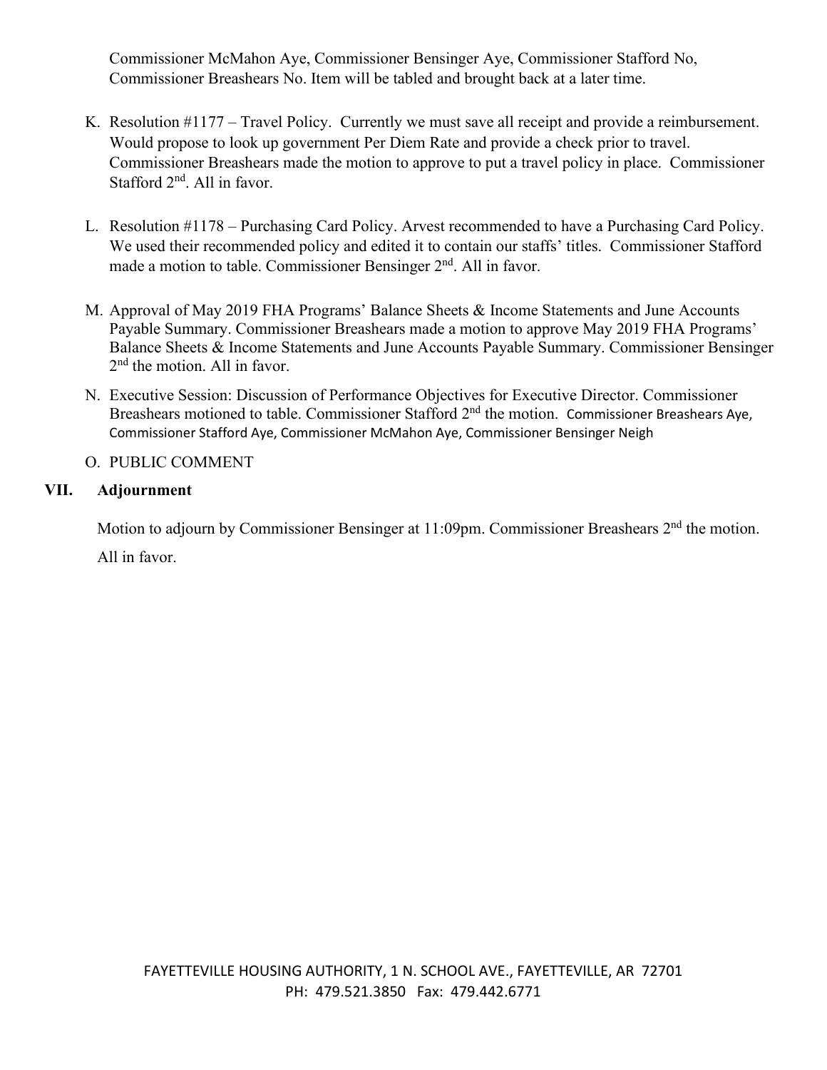Commissioner McMahon Aye, Commissioner Bensinger Aye, Commissioner Stafford No, Commissioner Breashears No. Item will be tabled and brought back at a later time.

K. Resolution #1177 – Travel Policy. Currently we must save all receipt and provide a reimbursement. Would propose to look up government Per Diem Rate and provide a check prior to travel. Commissioner Breashears made the motion to approve to put a travel policy in place. Commissioner Stafford 2nd. All in favor.

L. Resolution #1178 – Purchasing Card Policy. Arvest recommended to have a Purchasing Card Policy. We used their recommended policy and edited it to contain our staffs' titles. Commissioner Stafford made a motion to table. Commissioner Bensinger 2nd. All in favor.

M. Approval of May 2019 FHA Programs' Balance Sheets & Income Statements and June Accounts Payable Summary. Commissioner Breashears made a motion to approve May 2019 FHA Programs' Balance Sheets & Income Statements and June Accounts Payable Summary. Commissioner Bensinger 2nd the motion. All in favor.

N. Executive Session: Discussion of Performance Objectives for Executive Director. Commissioner Breashears motioned to table. Commissioner Stafford 2nd the motion. Commissioner Breashears Aye, Commissioner Stafford Aye, Commissioner McMahon Aye, Commissioner Bensinger Neigh

O. PUBLIC COMMENT

## VII. Adjournment

Motion to adjourn by Commissioner Bensinger at 11:09pm. Commissioner Breashears 2nd the motion.

All in favor.